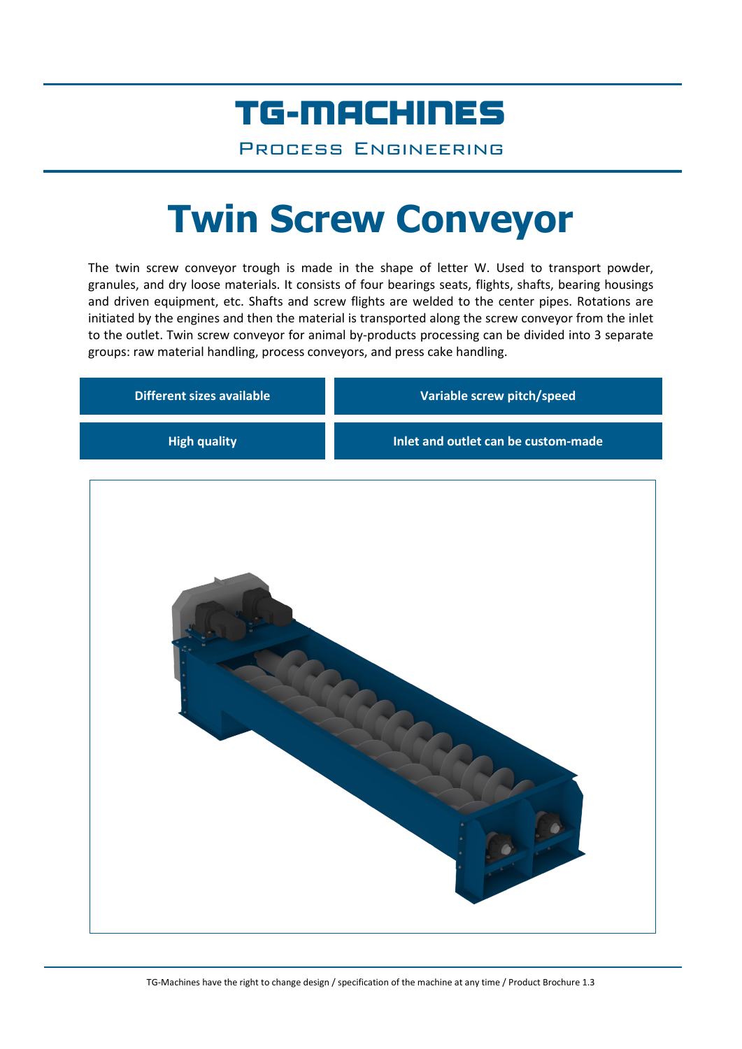TG-MACHINES

Process Engineering

# Twin Screw Conveyor

The twin screw conveyor trough is made in the shape of letter W. Used to transport powder, granules, and dry loose materials. It consists of four bearings seats, flights, shafts, bearing housings and driven equipment, etc. Shafts and screw flights are welded to the center pipes. Rotations are initiated by the engines and then the material is transported along the screw conveyor from the inlet to the outlet. Twin screw conveyor for animal by-products processing can be divided into 3 separate groups: raw material handling, process conveyors, and press cake handling.

| **Different sizes available** | **Variable screw pitch/speed** |
|---|---|
| **High quality** | **Inlet and outlet can be custom-made** |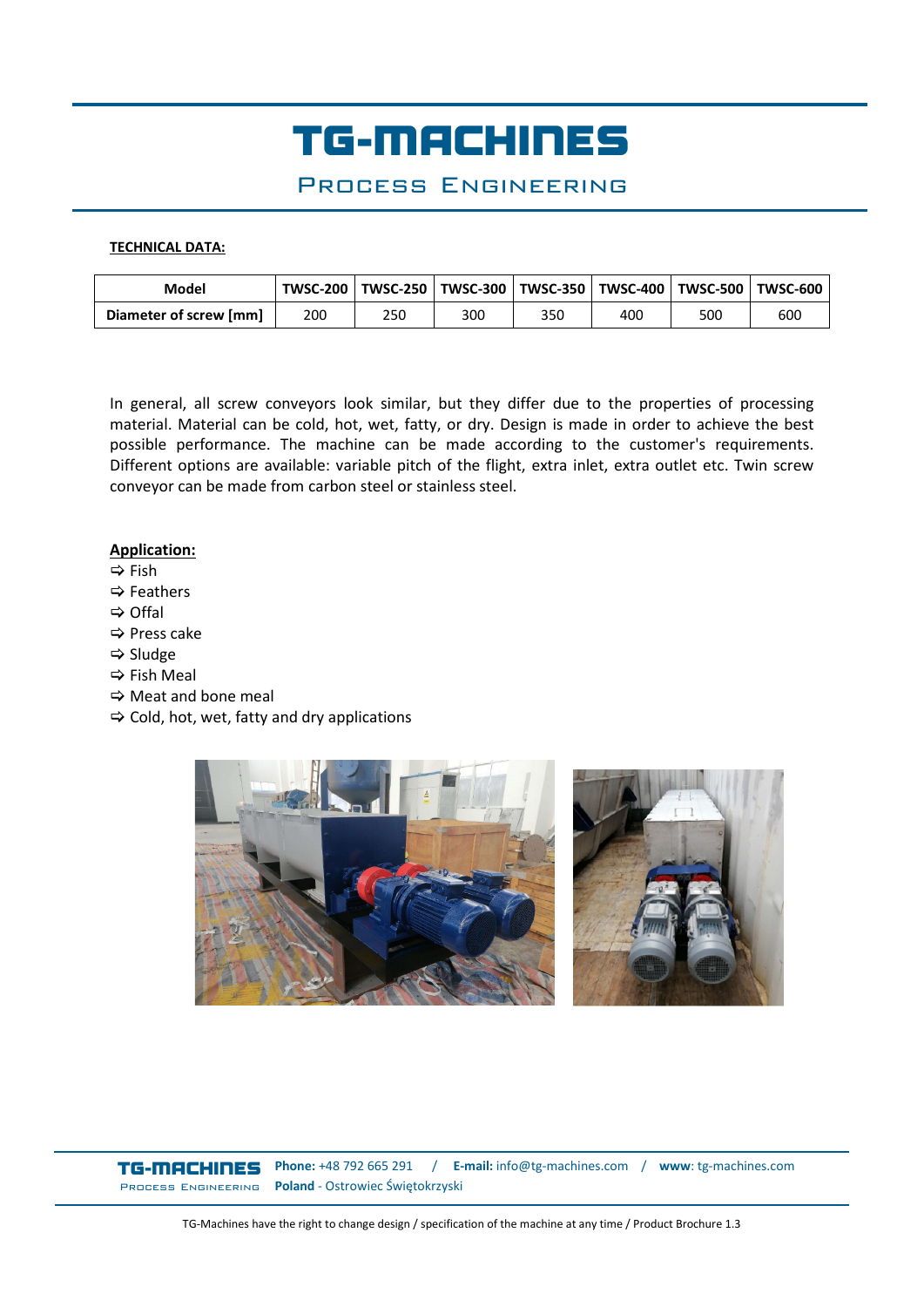# TG-MACHINES

## Process Engineering

**TECHNICAL DATA:**

| Model | TWSC-200 | TWSC-250 | TWSC-300 | TWSC-350 | TWSC-400 | TWSC-500 | TWSC-600 |
|---|---|---|---|---|---|---|---|
| Diameter of screw [mm] | 200 | 250 | 300 | 350 | 400 | 500 | 600 |

In general, all screw conveyors look similar, but they differ due to the properties of processing material. Material can be cold, hot, wet, fatty, or dry. Design is made in order to achieve the best possible performance. The machine can be made according to the customer's requirements. Different options are available: variable pitch of the flight, extra inlet, extra outlet etc. Twin screw conveyor can be made from carbon steel or stainless steel.

**Application:**

⇨ Fish
⇨ Feathers
⇨ Offal
⇨ Press cake
⇨ Sludge
⇨ Fish Meal
⇨ Meat and bone meal
⇨ Cold, hot, wet, fatty and dry applications

**TG-MACHINES** Process Engineering **Phone:** +48 792 665 291 / **E-mail:** info@tg-machines.com / **www**: tg-machines.com
**Poland** - Ostrowiec Świętokrzyski

TG-Machines have the right to change design / specification of the machine at any time / Product Brochure 1.3